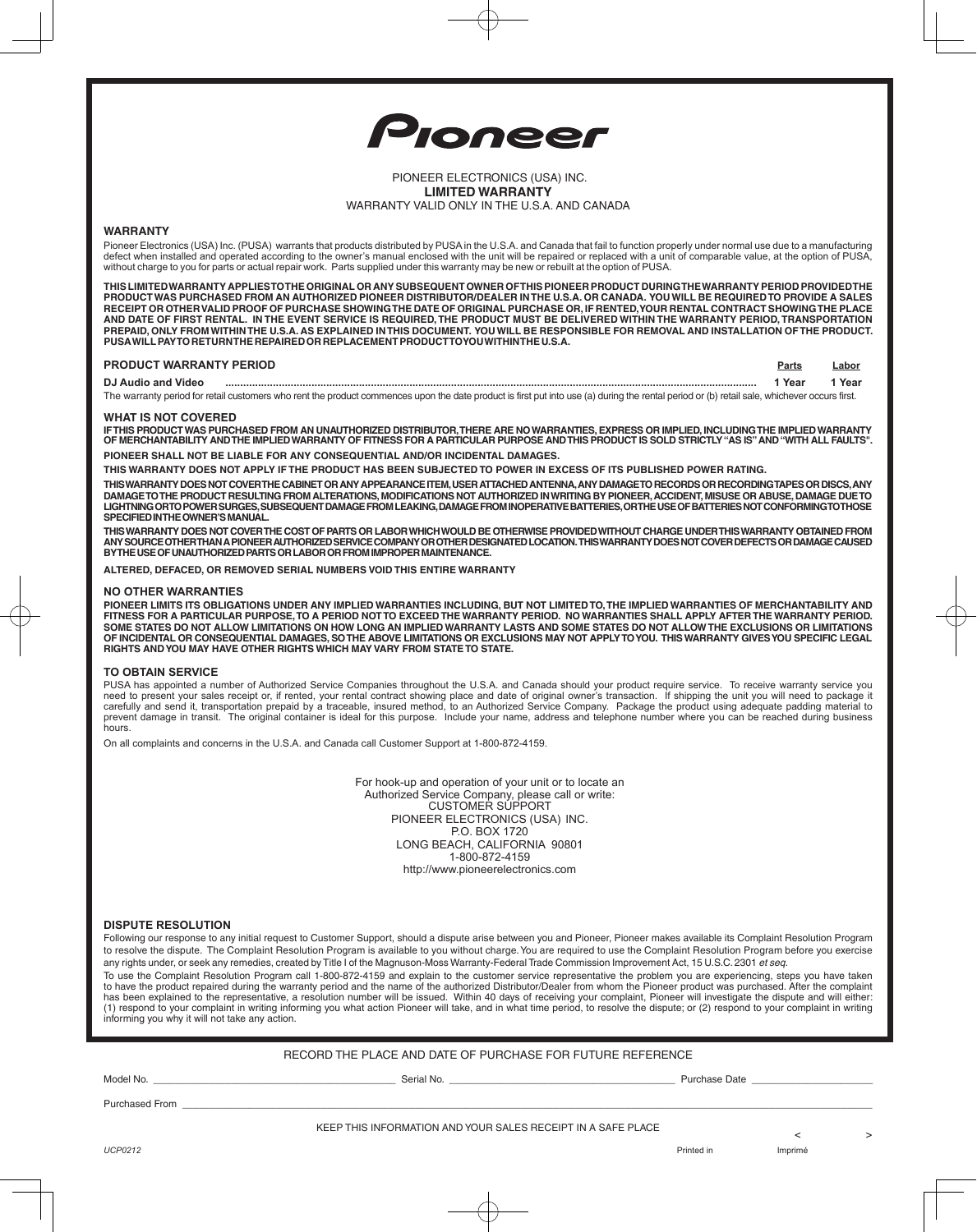# Pioneer

PIONEER ELECTRONICS (USA) INC.

**LIMITED WARRANTY**

WARRANTY VALID ONLY IN THE U.S.A. AND CANADA

## WARRANTY

Pioneer Electronics (USA) Inc. (PUSA) warrants that products distributed by PUSA in the U.S.A. and Canada that fail to function properly under normal use due to a manufacturing defect when installed and operated according to the owner's manual enclosed with the unit will be repaired or replaced with a unit of comparable value, at the option of PUSA, without charge to you for parts or actual repair work. Parts supplied under this warranty may be new or rebuilt at the option of PUSA.

**THIS LIMITED WARRANTY APPLIES TO THE ORIGINAL OR ANY SUBSEQUENT OWNER OF THIS PIONEER PRODUCT DURING THE WARRANTY PERIOD PROVIDED THE PRODUCT WAS PURCHASED FROM AN AUTHORIZED PIONEER DISTRIBUTOR/DEALER IN THE U.S.A. OR CANADA. YOU WILL BE REQUIRED TO PROVIDE A SALES RECEIPT OR OTHER VALID PROOF OF PURCHASE SHOWING THE DATE OF ORIGINAL PURCHASE OR, IF RENTED, YOUR RENTAL CONTRACT SHOWING THE PLACE AND DATE OF FIRST RENTAL. IN THE EVENT SERVICE IS REQUIRED, THE PRODUCT MUST BE DELIVERED WITHIN THE WARRANTY PERIOD, TRANSPORTATION PREPAID, ONLY FROM WITHIN THE U.S.A. AS EXPLAINED IN THIS DOCUMENT. YOU WILL BE RESPONSIBLE FOR REMOVAL AND INSTALLATION OF THE PRODUCT. PUSA WILL PAY TO RETURN THE REPAIRED OR REPLACEMENT PRODUCT TO YOU WITHIN THE U.S.A.**

| PRODUCT WARRANTY PERIOD | Parts | Labor |
|---|---|---|
| DJ Audio and Video | 1 Year | 1 Year |

The warranty period for retail customers who rent the product commences upon the date product is first put into use (a) during the rental period or (b) retail sale, whichever occurs first.

## WHAT IS NOT COVERED

**IF THIS PRODUCT WAS PURCHASED FROM AN UNAUTHORIZED DISTRIBUTOR, THERE ARE NO WARRANTIES, EXPRESS OR IMPLIED, INCLUDING THE IMPLIED WARRANTY OF MERCHANTABILITY AND THE IMPLIED WARRANTY OF FITNESS FOR A PARTICULAR PURPOSE AND THIS PRODUCT IS SOLD STRICTLY "AS IS" AND "WITH ALL FAULTS".**

**PIONEER SHALL NOT BE LIABLE FOR ANY CONSEQUENTIAL AND/OR INCIDENTAL DAMAGES.**

**THIS WARRANTY DOES NOT APPLY IF THE PRODUCT HAS BEEN SUBJECTED TO POWER IN EXCESS OF ITS PUBLISHED POWER RATING.**

**THIS WARRANTY DOES NOT COVER THE CABINET OR ANY APPEARANCE ITEM, USER ATTACHED ANTENNA, ANY DAMAGE TO RECORDS OR RECORDING TAPES OR DISCS, ANY DAMAGE TO THE PRODUCT RESULTING FROM ALTERATIONS, MODIFICATIONS NOT AUTHORIZED IN WRITING BY PIONEER, ACCIDENT, MISUSE OR ABUSE, DAMAGE DUE TO LIGHTNING OR TO POWER SURGES, SUBSEQUENT DAMAGE FROM LEAKING, DAMAGE FROM INOPERATIVE BATTERIES, OR THE USE OF BATTERIES NOT CONFORMING TO THOSE SPECIFIED IN THE OWNER'S MANUAL.**

**THIS WARRANTY DOES NOT COVER THE COST OF PARTS OR LABOR WHICH WOULD BE OTHERWISE PROVIDED WITHOUT CHARGE UNDER THIS WARRANTY OBTAINED FROM ANY SOURCE OTHER THAN A PIONEER AUTHORIZED SERVICE COMPANY OR OTHER DESIGNATED LOCATION. THIS WARRANTY DOES NOT COVER DEFECTS OR DAMAGE CAUSED BY THE USE OF UNAUTHORIZED PARTS OR LABOR OR FROM IMPROPER MAINTENANCE.**

**ALTERED, DEFACED, OR REMOVED SERIAL NUMBERS VOID THIS ENTIRE WARRANTY**

## NO OTHER WARRANTIES

**PIONEER LIMITS ITS OBLIGATIONS UNDER ANY IMPLIED WARRANTIES INCLUDING, BUT NOT LIMITED TO, THE IMPLIED WARRANTIES OF MERCHANTABILITY AND FITNESS FOR A PARTICULAR PURPOSE, TO A PERIOD NOT TO EXCEED THE WARRANTY PERIOD. NO WARRANTIES SHALL APPLY AFTER THE WARRANTY PERIOD. SOME STATES DO NOT ALLOW LIMITATIONS ON HOW LONG AN IMPLIED WARRANTY LASTS AND SOME STATES DO NOT ALLOW THE EXCLUSIONS OR LIMITATIONS OF INCIDENTAL OR CONSEQUENTIAL DAMAGES, SO THE ABOVE LIMITATIONS OR EXCLUSIONS MAY NOT APPLY TO YOU. THIS WARRANTY GIVES YOU SPECIFIC LEGAL RIGHTS AND YOU MAY HAVE OTHER RIGHTS WHICH MAY VARY FROM STATE TO STATE.**

## TO OBTAIN SERVICE

PUSA has appointed a number of Authorized Service Companies throughout the U.S.A. and Canada should your product require service. To receive warranty service you need to present your sales receipt or, if rented, your rental contract showing place and date of original owner's transaction. If shipping the unit you will need to package it carefully and send it, transportation prepaid by a traceable, insured method, to an Authorized Service Company. Package the product using adequate padding material to prevent damage in transit. The original container is ideal for this purpose. Include your name, address and telephone number where you can be reached during business hours.

On all complaints and concerns in the U.S.A. and Canada call Customer Support at 1-800-872-4159.

For hook-up and operation of your unit or to locate an
Authorized Service Company, please call or write:
CUSTOMER SUPPORT
PIONEER ELECTRONICS (USA) INC.
P.O. BOX 1720
LONG BEACH, CALIFORNIA 90801
1-800-872-4159
http://www.pioneerelectronics.com

## DISPUTE RESOLUTION

Following our response to any initial request to Customer Support, should a dispute arise between you and Pioneer, Pioneer makes available its Complaint Resolution Program to resolve the dispute. The Complaint Resolution Program is available to you without charge. You are required to use the Complaint Resolution Program before you exercise any rights under, or seek any remedies, created by Title I of the Magnuson-Moss Warranty-Federal Trade Commission Improvement Act, 15 U.S.C. 2301 *et seq.*

To use the Complaint Resolution Program call 1-800-872-4159 and explain to the customer service representative the problem you are experiencing, steps you have taken to have the product repaired during the warranty period and the name of the authorized Distributor/Dealer from whom the Pioneer product was purchased. After the complaint has been explained to the representative, a resolution number will be issued. Within 40 days of receiving your complaint, Pioneer will investigate the dispute and will either: (1) respond to your complaint in writing informing you what action Pioneer will take, and in what time period, to resolve the dispute; or (2) respond to your complaint in writing informing you why it will not take any action.

RECORD THE PLACE AND DATE OF PURCHASE FOR FUTURE REFERENCE

Model No. ____________________ Serial No. ____________________ Purchase Date ____________________

Purchased From ____________________________________________

KEEP THIS INFORMATION AND YOUR SALES RECEIPT IN A SAFE PLACE

UCP0212 &nbsp;&nbsp;&nbsp;&nbsp; Printed in &nbsp;&nbsp; < &nbsp;&nbsp; Imprimé &nbsp;&nbsp; >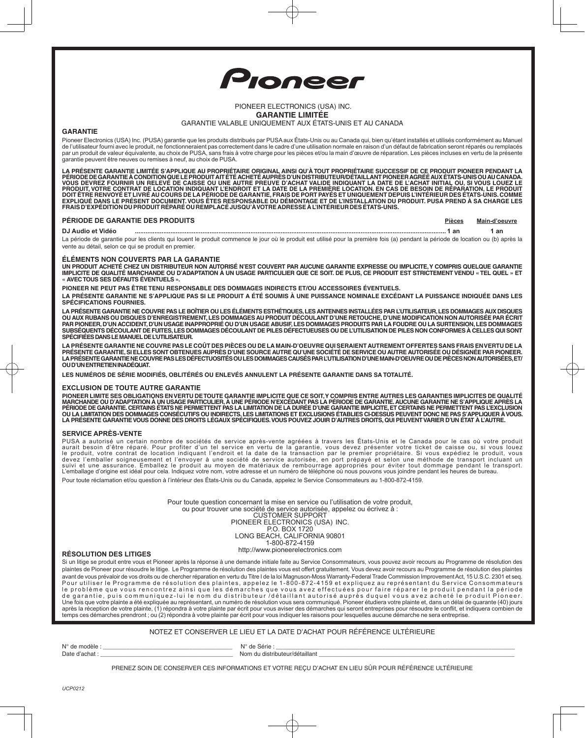**Pioneer**

PIONEER ELECTRONICS (USA) INC.

**GARANTIE LIMITÉE**

GARANTIE VALABLE UNIQUEMENT AUX ÉTATS-UNIS ET AU CANADA

## GARANTIE

Pioneer Electronics (USA) Inc. (PUSA) garantie que les produits distribués par PUSA aux États-Unis ou au Canada qui, bien qu'étant installés et utilisés conformément au Manuel de l'utilisateur fourni avec le produit, ne fonctionneraient pas correctement dans le cadre d'une utilisation normale en raison d'un défaut de fabrication seront réparés ou remplacés par un produit de valeur équivalente, au choix de PUSA, sans frais à votre charge pour les pièces et/ou la main d'œuvre de réparation. Les pièces incluses en vertu de la présente garantie peuvent être neuves ou remises à neuf, au choix de PUSA.

**LA PRÉSENTE GARANTIE LIMITÉE S'APPLIQUE AU PROPRIÉTAIRE ORIGINAL AINSI QU'À TOUT PROPRIÉTAIRE SUCCESSIF DE CE PRODUIT PIONEER PENDANT LA PÉRIODE DE GARANTIE À CONDITION QUE LE PRODUIT AIT ÉTÉ ACHETÉ AUPRÈS D'UN DISTRIBUTEUR/DÉTAILLANT PIONEER AGRÉÉ AUX ÉTATS-UNIS OU AU CANADA. VOUS DEVREZ FOURNIR UN RELEVÉ DE CAISSE OU UNE AUTRE PREUVE D'ACHAT VALIDE INDIQUANT LA DATE DE L'ACHAT INITIAL OU, SI VOUS LOUEZ LE PRODUIT, VOTRE CONTRAT DE LOCATION INDIQUANT L'ENDROIT ET LA DATE DE LA PREMIÈRE LOCATION. EN CAS DE BESOIN DE RÉPARATION, LE PRODUIT DOIT ÊTRE RENVOYÉ ET LIVRÉ AU COURS DE LA PÉRIODE DE GARANTIE, FRAIS DE PORT PAYÉS ET UNIQUEMENT DEPUIS L'INTÉRIEUR DES ÉTATS-UNIS. COMME EXPLIQUÉ DANS LE PRÉSENT DOCUMENT. VOUS ÊTES RESPONSABLE DU DÉMONTAGE ET DE L'INSTALLATION DU PRODUIT. PUSA PREND À SA CHARGE LES FRAIS D'EXPÉDITION DU PRODUIT RÉPARÉ OU REMPLACÉ JUSQU'À VOTRE ADRESSE À L'INTÉRIEUR DES ÉTATS-UNIS.**

## PÉRIODE DE GARANTIE DES PRODUITS

| | Pièces | Main-d'oeuvre |
|---|---|---|
| **DJ Audio et Vidéo** | 1 an | 1 an |

La période de garantie pour les clients qui louent le produit commence le jour où le produit est utilisé pour la première fois (a) pendant la période de location ou (b) après la vente au détail, selon ce qui se produit en premier.

## ÉLÉMENTS NON COUVERTS PAR LA GARANTIE

**UN PRODUIT ACHETÉ CHEZ UN DISTRIBUTEUR NON AUTORISÉ N'EST COUVERT PAR AUCUNE GARANTIE EXPRESSE OU IMPLICITE, Y COMPRIS QUELQUE GARANTIE IMPLICITE DE QUALITÉ MARCHANDE OU D'ADAPTATION À UN USAGE PARTICULIER QUE CE SOIT. DE PLUS, CE PRODUIT EST STRICTEMENT VENDU « TEL QUEL » ET « AVEC TOUS SES DÉFAUTS ÉVENTUELS ».**

**PIONEER NE PEUT PAS ÊTRE TENU RESPONSABLE DES DOMMAGES INDIRECTS ET/OU ACCESSOIRES ÉVENTUELS.**

**LA PRÉSENTE GARANTIE NE S'APPLIQUE PAS SI LE PRODUIT A ÉTÉ SOUMIS À UNE PUISSANCE NOMINALE EXCÉDANT LA PUISSANCE INDIQUÉE DANS LES SPÉCIFICATIONS FOURNIES.**

**LA PRÉSENTE GARANTIE NE COUVRE PAS LE BOÎTIER OU LES ÉLÉMENTS ESTHÉTIQUES, LES ANTENNES INSTALLÉES PAR L'UTILISATEUR, LES DOMMAGES AUX DISQUES OU AUX RUBANS OU DISQUES D'ENREGISTREMENT, LES DOMMAGES AU PRODUIT DÉCOULANT D'UNE RETOUCHE, D'UNE MODIFICATION NON AUTORISÉE PAR ÉCRIT PAR PIONEER, D'UN ACCIDENT, D'UN USAGE INAPPROPRIÉ OU D'UN USAGE ABUSIF, LES DOMMAGES PRODUITS PAR LA FOUDRE OU LA SURTENSION, LES DOMMAGES SUBSÉQUENTS DÉCOULANT DE FUITES, LES DOMMAGES DÉCOULANT DE PILES DÉFECTUEUSES OU DE L'UTILISATION DE PILES NON CONFORMES À CELLES QUI SONT SPÉCIFIÉES DANS LE MANUEL DE L'UTILISATEUR.**

**LA PRÉSENTE GARANTIE NE COUVRE PAS LE COÛT DES PIÈCES OU DE LA MAIN-D'OEUVRE QUI SERAIENT AUTREMENT OFFERTES SANS FRAIS EN VERTU DE LA PRÉSENTE GARANTIE, SI ELLES SONT OBTENUES AUPRÈS D'UNE SOURCE AUTRE QU'UNE SOCIÉTÉ DE SERVICE OU AUTRE AUTORISÉE OU DÉSIGNÉE PAR PIONEER. LA PRÉSENTE GARANTIE NE COUVRE PAS LES DÉFECTUOSITÉS OU LES DOMMAGES CAUSÉS PAR L'UTILISATION D'UNE MAIN-D'OEUVRE OU DE PIÈCES NON AUTORISÉES, ET/OU D'UN ENTRETIEN INADÉQUAT.**

**LES NUMÉROS DE SÉRIE MODIFIÉS, OBLITÉRÉS OU ENLEVÉS ANNULENT LA PRÉSENTE GARANTIE DANS SA TOTALITÉ.**

## EXCLUSION DE TOUTE AUTRE GARANTIE

**PIONEER LIMITE SES OBLIGATIONS EN VERTU DE TOUTE GARANTIE IMPLICITE QUE CE SOIT, Y COMPRIS ENTRE AUTRES LES GARANTIES IMPLICITES DE QUALITÉ MARCHANDE OU D'ADAPTATION À UN USAGE PARTICULIER, À UNE PÉRIODE N'EXCÉDANT PAS LA PÉRIODE DE GARANTIE. AUCUNE GARANTIE NE S'APPLIQUE APRÈS LA PÉRIODE DE GARANTIE. CERTAINS ÉTATS NE PERMETTENT PAS LA LIMITATION DE LA DURÉE D'UNE GARANTIE IMPLICITE, ET CERTAINS NE PERMETTENT PAS L'EXCLUSION OU LA LIMITATION DES DOMMAGES CONSÉCUTIFS OU INDIRECTS, LES LIMITATIONS ET EXCLUSIONS ÉTABLIES CI-DESSUS PEUVENT DONC NE PAS S'APPLIQUER À VOUS. LA PRÉSENTE GARANTIE VOUS DONNE DES DROITS LÉGAUX SPÉCIFIQUES. VOUS POUVEZ JOUIR D'AUTRES DROITS, QUI PEUVENT VARIER D'UN ÉTAT À L'AUTRE.**

## SERVICE APRÈS-VENTE

PUSA a autorisé un certain nombre de sociétés de service après-vente agréées à travers les États-Unis et le Canada pour le cas où votre produit aurait besoin d'être réparé. Pour profiter d'un tel service en vertu de la garantie, vous devez présenter votre ticket de caisse ou, si vous louez le produit, votre contrat de location indiquant l'endroit et la date de la transaction par le premier propriétaire. Si vous expédiez le produit, vous devez l'emballer soigneusement et l'envoyer à une société de service autorisée, en port prépayé et selon une méthode de transport incluant un suivi et une assurance. Emballez le produit au moyen de matériaux de rembourrage appropriés pour éviter tout dommage pendant le transport. L'emballage d'origine est idéal pour cela. Indiquez votre nom, votre adresse et un numéro de téléphone où nous pouvons vous joindre pendant les heures de bureau.

Pour toute réclamation et/ou question à l'intérieur des États-Unis ou du Canada, appelez le Service Consommateurs au 1-800-872-4159.

Pour toute question concernant la mise en service ou l'utilisation de votre produit,
ou pour trouver une société de service autorisée, appelez ou écrivez à :
CUSTOMER SUPPORT
PIONEER ELECTRONICS (USA) INC.
P.O. BOX 1720
LONG BEACH, CALIFORNIA 90801
1-800-872-4159
http://www.pioneerelectronics.com

## RÉSOLUTION DES LITIGES

Si un litige se produit entre vous et Pioneer après la réponse à une demande initiale faite au Service Consommateurs, vous pouvez avoir recours au Programme de résolution des plaintes de Pioneer pour résoudre le litige. Le Programme de résolution des plaintes vous est offert gratuitement. Vous devez avoir recours au Programme de résolution des plaintes avant de vous prévaloir de vos droits ou de chercher réparation en vertu du Titre I de la loi Magnuson-Moss Warranty-Federal Trade Commission Improvement Act, 15 U.S.C. 2301 et seq. Pour utiliser le Programme de résolution des plaintes, appelez le 1-800-872-4159 et expliquez au représentant du Service Consommateurs le problème que vous rencontrez ainsi que les démarches que vous avez effectuées pour faire réparer le produit pendant la période de garantie, puis communiquez-lui le nom du distributeur /détaillant autorisé auprès duquel vous avez acheté le produit Pioneer. Une fois que votre plainte a été expliquée au représentant, un numéro de résolution vous sera communiqué. Pioneer étudiera votre plainte et, dans un délai de quarante (40) jours après la réception de votre plainte, (1) répondra à votre plainte par écrit pour vous aviser des démarches qui seront entreprises pour résoudre le conflit, et indiquera combien de temps ces démarches prendront ; ou (2) répondra à votre plainte par écrit pour vous indiquer les raisons pour lesquelles aucune démarche ne sera entreprise.

NOTEZ ET CONSERVER LE LIEU ET LA DATE D'ACHAT POUR RÉFÉRENCE ULTÉRIEURE

N° de modèle : ______________________ N° de Série : ______________________

Date d'achat : ______________________ Nom du distributeur/détaillant ______________________

PRENEZ SOIN DE CONSERVER CES INFORMATIONS ET VOTRE REÇU D'ACHAT EN LIEU SÛR POUR RÉFÉRENCE ULTÉRIEURE

*UCP0212*